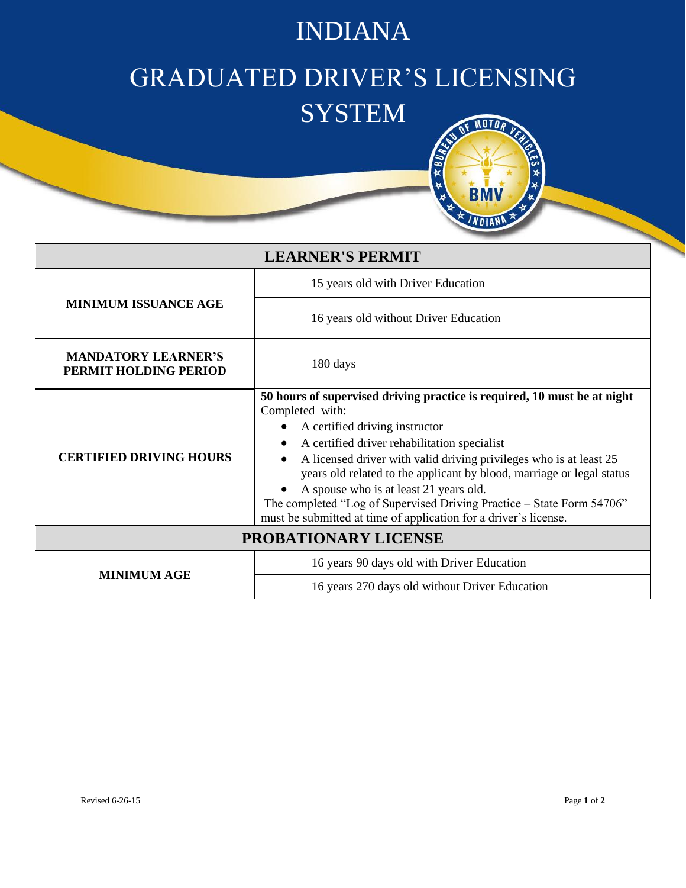# INDIANA

# GRADUATED DRIVER'S LICENSING SYSTEM

| LEARNER'S PERMIT | |
|---|---|
| **MINIMUM ISSUANCE AGE** | 15 years old with Driver Education |
| | 16 years old without Driver Education |
| **MANDATORY LEARNER'S PERMIT HOLDING PERIOD** | 180 days |
| **CERTIFIED DRIVING HOURS** | **50 hours of supervised driving practice is required, 10 must be at night** Completed with: <br>• A certified driving instructor <br>• A certified driver rehabilitation specialist <br>• A licensed driver with valid driving privileges who is at least 25 years old related to the applicant by blood, marriage or legal status <br>• A spouse who is at least 21 years old. <br>The completed "Log of Supervised Driving Practice – State Form 54706" must be submitted at time of application for a driver's license. |
| **PROBATIONARY LICENSE** | |
| **MINIMUM AGE** | 16 years 90 days old with Driver Education |
| | 16 years 270 days old without Driver Education |

Revised 6-26-15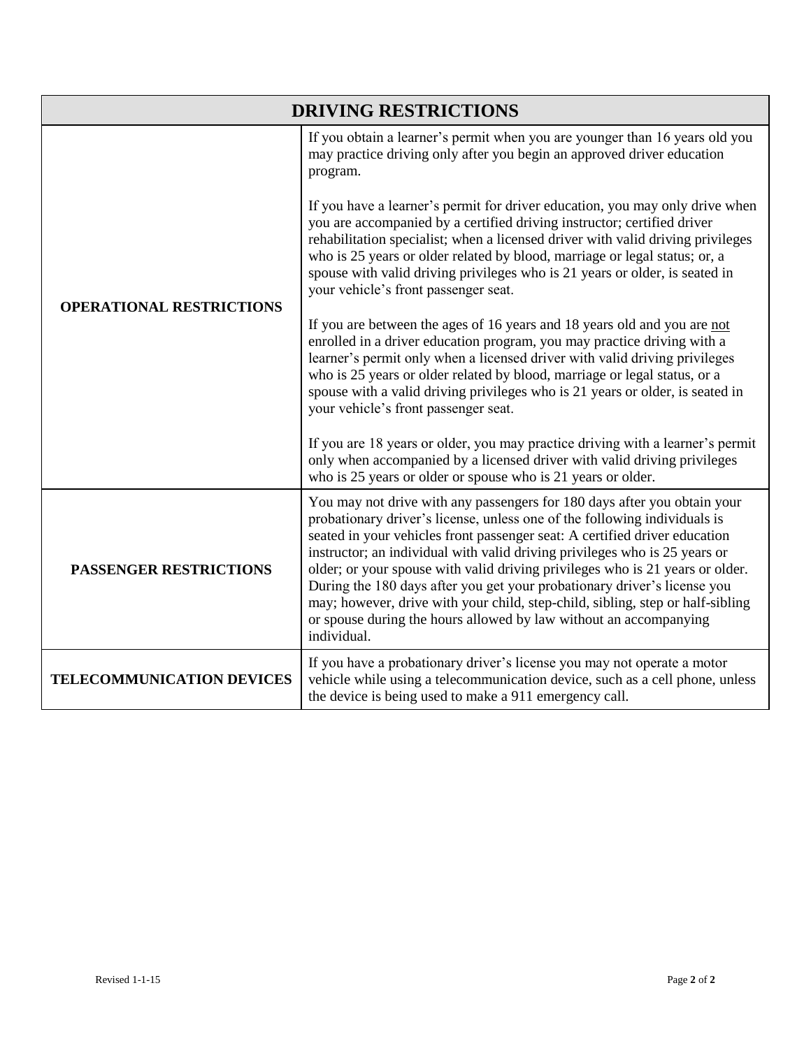| DRIVING RESTRICTIONS | |
|---|---|
| **OPERATIONAL RESTRICTIONS** | If you obtain a learner's permit when you are younger than 16 years old you may practice driving only after you begin an approved driver education program.<br><br>If you have a learner's permit for driver education, you may only drive when you are accompanied by a certified driving instructor; certified driver rehabilitation specialist; when a licensed driver with valid driving privileges who is 25 years or older related by blood, marriage or legal status; or, a spouse with valid driving privileges who is 21 years or older, is seated in your vehicle's front passenger seat.<br><br>If you are between the ages of 16 years and 18 years old and you are <u>not</u> enrolled in a driver education program, you may practice driving with a learner's permit only when a licensed driver with valid driving privileges who is 25 years or older related by blood, marriage or legal status, or a spouse with a valid driving privileges who is 21 years or older, is seated in your vehicle's front passenger seat.<br><br>If you are 18 years or older, you may practice driving with a learner's permit only when accompanied by a licensed driver with valid driving privileges who is 25 years or older or spouse who is 21 years or older. |
| **PASSENGER RESTRICTIONS** | You may not drive with any passengers for 180 days after you obtain your probationary driver's license, unless one of the following individuals is seated in your vehicles front passenger seat: A certified driver education instructor; an individual with valid driving privileges who is 25 years or older; or your spouse with valid driving privileges who is 21 years or older. During the 180 days after you get your probationary driver's license you may; however, drive with your child, step-child, sibling, step or half-sibling or spouse during the hours allowed by law without an accompanying individual. |
| **TELECOMMUNICATION DEVICES** | If you have a probationary driver's license you may not operate a motor vehicle while using a telecommunication device, such as a cell phone, unless the device is being used to make a 911 emergency call. |

Revised 1-1-15